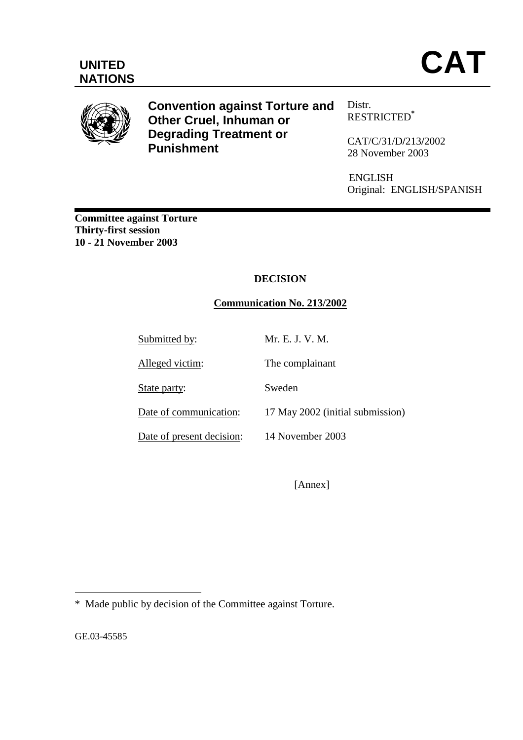UNITED NATIONS

# CAT

**Convention against Torture and Other Cruel, Inhuman or Degrading Treatment or Punishment**

Distr.
RESTRICTED*

CAT/C/31/D/213/2002
28 November 2003

ENGLISH
Original: ENGLISH/SPANISH

**Committee against Torture**
**Thirty-first session**
**10 - 21 November 2003**

## DECISION

### Communication No. 213/2002

| | |
|---|---|
| Submitted by: | Mr. E. J. V. M. |
| Alleged victim: | The complainant |
| State party: | Sweden |
| Date of communication: | 17 May 2002 (initial submission) |
| Date of present decision: | 14 November 2003 |

[Annex]

* Made public by decision of the Committee against Torture.

GE.03-45585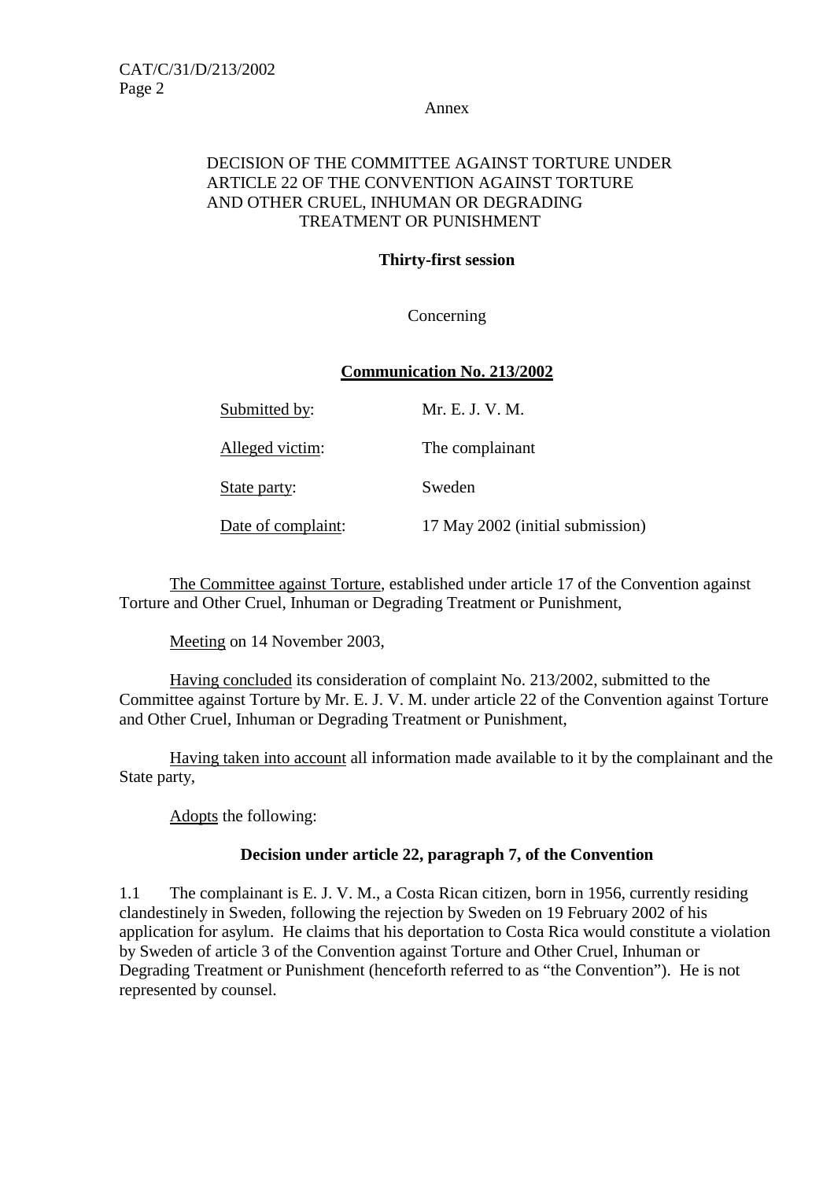Annex

DECISION OF THE COMMITTEE AGAINST TORTURE UNDER ARTICLE 22 OF THE CONVENTION AGAINST TORTURE AND OTHER CRUEL, INHUMAN OR DEGRADING TREATMENT OR PUNISHMENT

**Thirty-first session**

Concerning

**Communication No. 213/2002**

| | |
|---|---|
| Submitted by: | Mr. E. J. V. M. |
| Alleged victim: | The complainant |
| State party: | Sweden |
| Date of complaint: | 17 May 2002 (initial submission) |

The Committee against Torture, established under article 17 of the Convention against Torture and Other Cruel, Inhuman or Degrading Treatment or Punishment,

Meeting on 14 November 2003,

Having concluded its consideration of complaint No. 213/2002, submitted to the Committee against Torture by Mr. E. J. V. M. under article 22 of the Convention against Torture and Other Cruel, Inhuman or Degrading Treatment or Punishment,

Having taken into account all information made available to it by the complainant and the State party,

Adopts the following:

**Decision under article 22, paragraph 7, of the Convention**

1.1 The complainant is E. J. V. M., a Costa Rican citizen, born in 1956, currently residing clandestinely in Sweden, following the rejection by Sweden on 19 February 2002 of his application for asylum. He claims that his deportation to Costa Rica would constitute a violation by Sweden of article 3 of the Convention against Torture and Other Cruel, Inhuman or Degrading Treatment or Punishment (henceforth referred to as "the Convention"). He is not represented by counsel.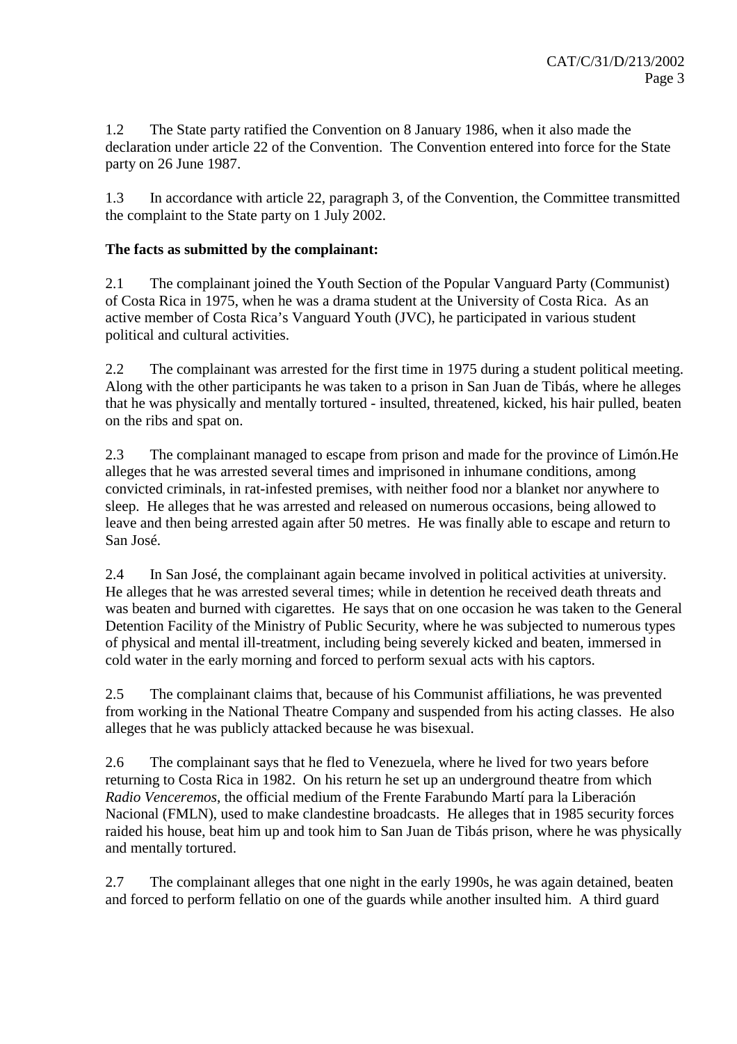1.2 The State party ratified the Convention on 8 January 1986, when it also made the declaration under article 22 of the Convention. The Convention entered into force for the State party on 26 June 1987.

1.3 In accordance with article 22, paragraph 3, of the Convention, the Committee transmitted the complaint to the State party on 1 July 2002.

**The facts as submitted by the complainant:**

2.1 The complainant joined the Youth Section of the Popular Vanguard Party (Communist) of Costa Rica in 1975, when he was a drama student at the University of Costa Rica. As an active member of Costa Rica's Vanguard Youth (JVC), he participated in various student political and cultural activities.

2.2 The complainant was arrested for the first time in 1975 during a student political meeting. Along with the other participants he was taken to a prison in San Juan de Tibás, where he alleges that he was physically and mentally tortured - insulted, threatened, kicked, his hair pulled, beaten on the ribs and spat on.

2.3 The complainant managed to escape from prison and made for the province of Limón.He alleges that he was arrested several times and imprisoned in inhumane conditions, among convicted criminals, in rat-infested premises, with neither food nor a blanket nor anywhere to sleep. He alleges that he was arrested and released on numerous occasions, being allowed to leave and then being arrested again after 50 metres. He was finally able to escape and return to San José.

2.4 In San José, the complainant again became involved in political activities at university. He alleges that he was arrested several times; while in detention he received death threats and was beaten and burned with cigarettes. He says that on one occasion he was taken to the General Detention Facility of the Ministry of Public Security, where he was subjected to numerous types of physical and mental ill-treatment, including being severely kicked and beaten, immersed in cold water in the early morning and forced to perform sexual acts with his captors.

2.5 The complainant claims that, because of his Communist affiliations, he was prevented from working in the National Theatre Company and suspended from his acting classes. He also alleges that he was publicly attacked because he was bisexual.

2.6 The complainant says that he fled to Venezuela, where he lived for two years before returning to Costa Rica in 1982. On his return he set up an underground theatre from which *Radio Venceremos*, the official medium of the Frente Farabundo Martí para la Liberación Nacional (FMLN), used to make clandestine broadcasts. He alleges that in 1985 security forces raided his house, beat him up and took him to San Juan de Tibás prison, where he was physically and mentally tortured.

2.7 The complainant alleges that one night in the early 1990s, he was again detained, beaten and forced to perform fellatio on one of the guards while another insulted him. A third guard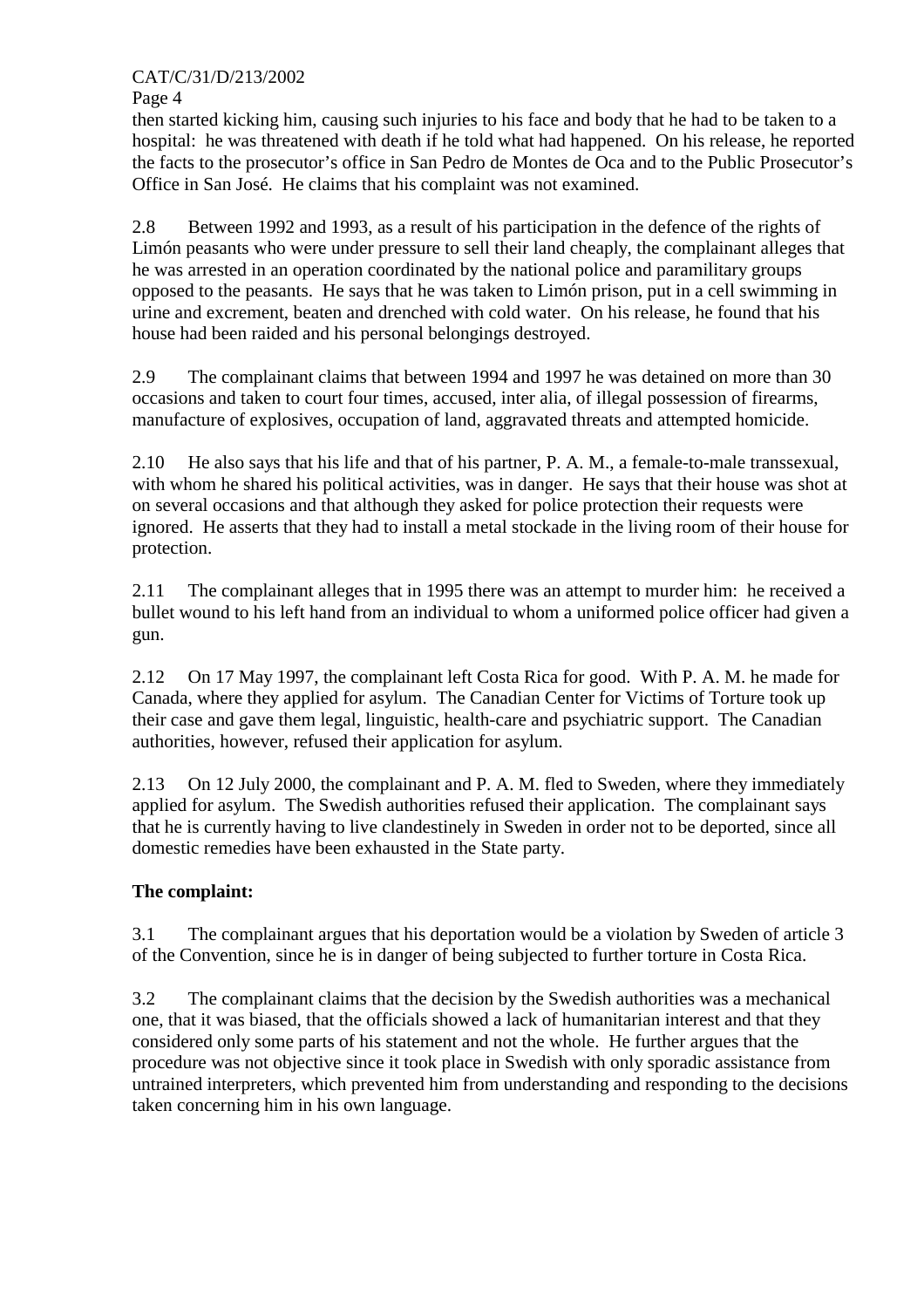then started kicking him, causing such injuries to his face and body that he had to be taken to a hospital: he was threatened with death if he told what had happened. On his release, he reported the facts to the prosecutor's office in San Pedro de Montes de Oca and to the Public Prosecutor's Office in San José. He claims that his complaint was not examined.

2.8 Between 1992 and 1993, as a result of his participation in the defence of the rights of Limón peasants who were under pressure to sell their land cheaply, the complainant alleges that he was arrested in an operation coordinated by the national police and paramilitary groups opposed to the peasants. He says that he was taken to Limón prison, put in a cell swimming in urine and excrement, beaten and drenched with cold water. On his release, he found that his house had been raided and his personal belongings destroyed.

2.9 The complainant claims that between 1994 and 1997 he was detained on more than 30 occasions and taken to court four times, accused, inter alia, of illegal possession of firearms, manufacture of explosives, occupation of land, aggravated threats and attempted homicide.

2.10 He also says that his life and that of his partner, P. A. M., a female-to-male transsexual, with whom he shared his political activities, was in danger. He says that their house was shot at on several occasions and that although they asked for police protection their requests were ignored. He asserts that they had to install a metal stockade in the living room of their house for protection.

2.11 The complainant alleges that in 1995 there was an attempt to murder him: he received a bullet wound to his left hand from an individual to whom a uniformed police officer had given a gun.

2.12 On 17 May 1997, the complainant left Costa Rica for good. With P. A. M. he made for Canada, where they applied for asylum. The Canadian Center for Victims of Torture took up their case and gave them legal, linguistic, health-care and psychiatric support. The Canadian authorities, however, refused their application for asylum.

2.13 On 12 July 2000, the complainant and P. A. M. fled to Sweden, where they immediately applied for asylum. The Swedish authorities refused their application. The complainant says that he is currently having to live clandestinely in Sweden in order not to be deported, since all domestic remedies have been exhausted in the State party.

**The complaint:**

3.1 The complainant argues that his deportation would be a violation by Sweden of article 3 of the Convention, since he is in danger of being subjected to further torture in Costa Rica.

3.2 The complainant claims that the decision by the Swedish authorities was a mechanical one, that it was biased, that the officials showed a lack of humanitarian interest and that they considered only some parts of his statement and not the whole. He further argues that the procedure was not objective since it took place in Swedish with only sporadic assistance from untrained interpreters, which prevented him from understanding and responding to the decisions taken concerning him in his own language.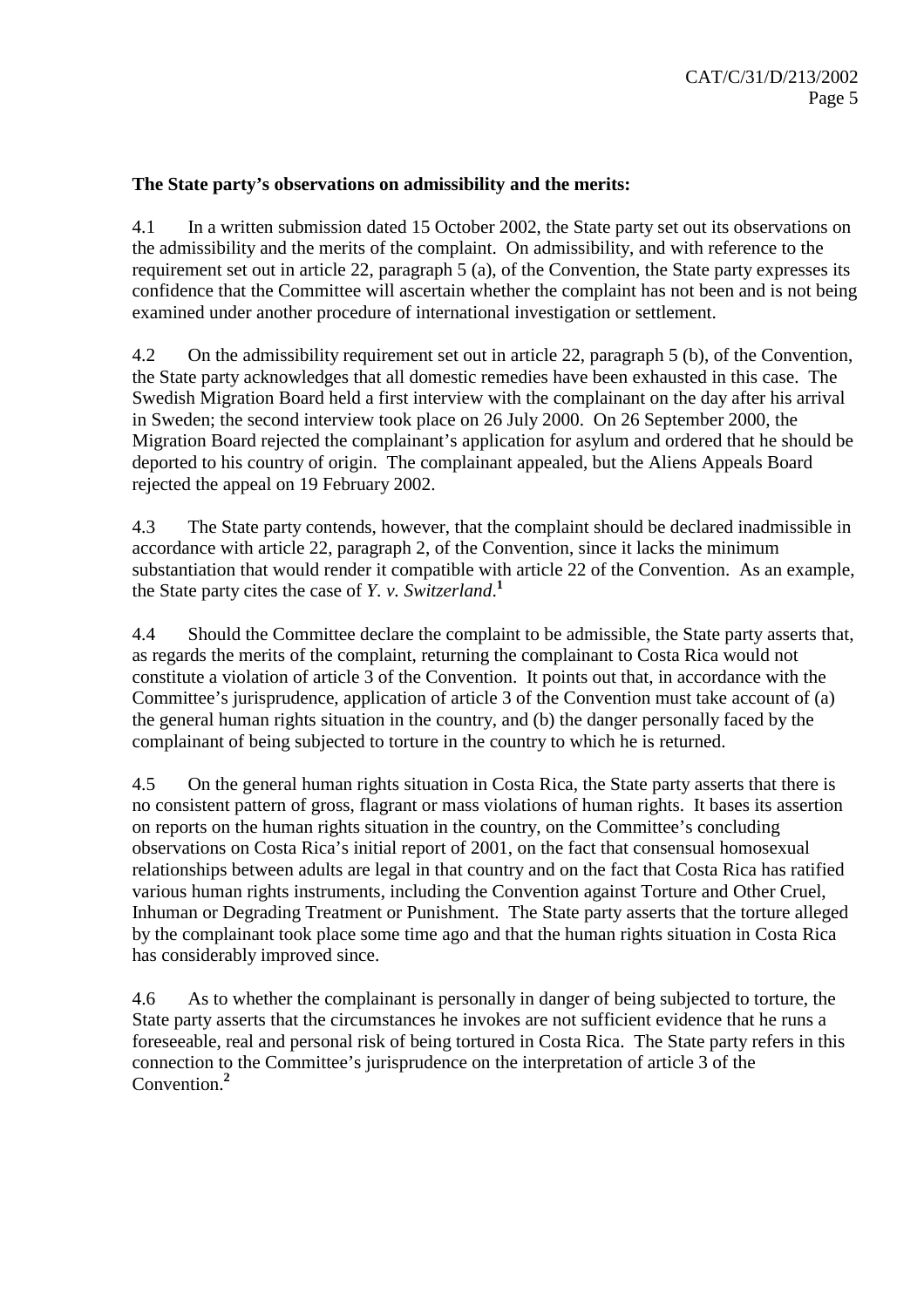**The State party's observations on admissibility and the merits:**

4.1 In a written submission dated 15 October 2002, the State party set out its observations on the admissibility and the merits of the complaint. On admissibility, and with reference to the requirement set out in article 22, paragraph 5 (a), of the Convention, the State party expresses its confidence that the Committee will ascertain whether the complaint has not been and is not being examined under another procedure of international investigation or settlement.

4.2 On the admissibility requirement set out in article 22, paragraph 5 (b), of the Convention, the State party acknowledges that all domestic remedies have been exhausted in this case. The Swedish Migration Board held a first interview with the complainant on the day after his arrival in Sweden; the second interview took place on 26 July 2000. On 26 September 2000, the Migration Board rejected the complainant's application for asylum and ordered that he should be deported to his country of origin. The complainant appealed, but the Aliens Appeals Board rejected the appeal on 19 February 2002.

4.3 The State party contends, however, that the complaint should be declared inadmissible in accordance with article 22, paragraph 2, of the Convention, since it lacks the minimum substantiation that would render it compatible with article 22 of the Convention. As an example, the State party cites the case of *Y. v. Switzerland*.[1]

4.4 Should the Committee declare the complaint to be admissible, the State party asserts that, as regards the merits of the complaint, returning the complainant to Costa Rica would not constitute a violation of article 3 of the Convention. It points out that, in accordance with the Committee's jurisprudence, application of article 3 of the Convention must take account of (a) the general human rights situation in the country, and (b) the danger personally faced by the complainant of being subjected to torture in the country to which he is returned.

4.5 On the general human rights situation in Costa Rica, the State party asserts that there is no consistent pattern of gross, flagrant or mass violations of human rights. It bases its assertion on reports on the human rights situation in the country, on the Committee's concluding observations on Costa Rica's initial report of 2001, on the fact that consensual homosexual relationships between adults are legal in that country and on the fact that Costa Rica has ratified various human rights instruments, including the Convention against Torture and Other Cruel, Inhuman or Degrading Treatment or Punishment. The State party asserts that the torture alleged by the complainant took place some time ago and that the human rights situation in Costa Rica has considerably improved since.

4.6 As to whether the complainant is personally in danger of being subjected to torture, the State party asserts that the circumstances he invokes are not sufficient evidence that he runs a foreseeable, real and personal risk of being tortured in Costa Rica. The State party refers in this connection to the Committee's jurisprudence on the interpretation of article 3 of the Convention.[2]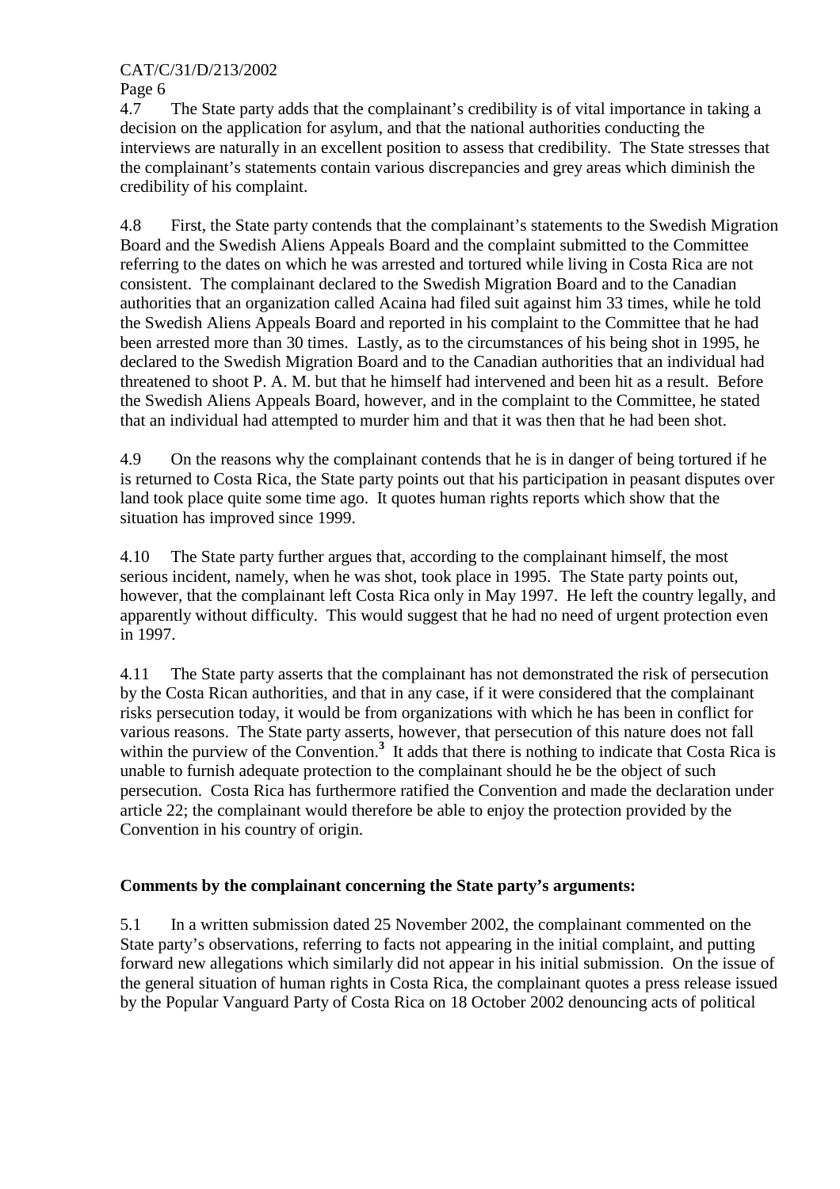4.7 The State party adds that the complainant's credibility is of vital importance in taking a decision on the application for asylum, and that the national authorities conducting the interviews are naturally in an excellent position to assess that credibility. The State stresses that the complainant's statements contain various discrepancies and grey areas which diminish the credibility of his complaint.

4.8 First, the State party contends that the complainant's statements to the Swedish Migration Board and the Swedish Aliens Appeals Board and the complaint submitted to the Committee referring to the dates on which he was arrested and tortured while living in Costa Rica are not consistent. The complainant declared to the Swedish Migration Board and to the Canadian authorities that an organization called Acaina had filed suit against him 33 times, while he told the Swedish Aliens Appeals Board and reported in his complaint to the Committee that he had been arrested more than 30 times. Lastly, as to the circumstances of his being shot in 1995, he declared to the Swedish Migration Board and to the Canadian authorities that an individual had threatened to shoot P. A. M. but that he himself had intervened and been hit as a result. Before the Swedish Aliens Appeals Board, however, and in the complaint to the Committee, he stated that an individual had attempted to murder him and that it was then that he had been shot.

4.9 On the reasons why the complainant contends that he is in danger of being tortured if he is returned to Costa Rica, the State party points out that his participation in peasant disputes over land took place quite some time ago. It quotes human rights reports which show that the situation has improved since 1999.

4.10 The State party further argues that, according to the complainant himself, the most serious incident, namely, when he was shot, took place in 1995. The State party points out, however, that the complainant left Costa Rica only in May 1997. He left the country legally, and apparently without difficulty. This would suggest that he had no need of urgent protection even in 1997.

4.11 The State party asserts that the complainant has not demonstrated the risk of persecution by the Costa Rican authorities, and that in any case, if it were considered that the complainant risks persecution today, it would be from organizations with which he has been in conflict for various reasons. The State party asserts, however, that persecution of this nature does not fall within the purview of the Convention.[3] It adds that there is nothing to indicate that Costa Rica is unable to furnish adequate protection to the complainant should he be the object of such persecution. Costa Rica has furthermore ratified the Convention and made the declaration under article 22; the complainant would therefore be able to enjoy the protection provided by the Convention in his country of origin.

**Comments by the complainant concerning the State party's arguments:**

5.1 In a written submission dated 25 November 2002, the complainant commented on the State party's observations, referring to facts not appearing in the initial complaint, and putting forward new allegations which similarly did not appear in his initial submission. On the issue of the general situation of human rights in Costa Rica, the complainant quotes a press release issued by the Popular Vanguard Party of Costa Rica on 18 October 2002 denouncing acts of political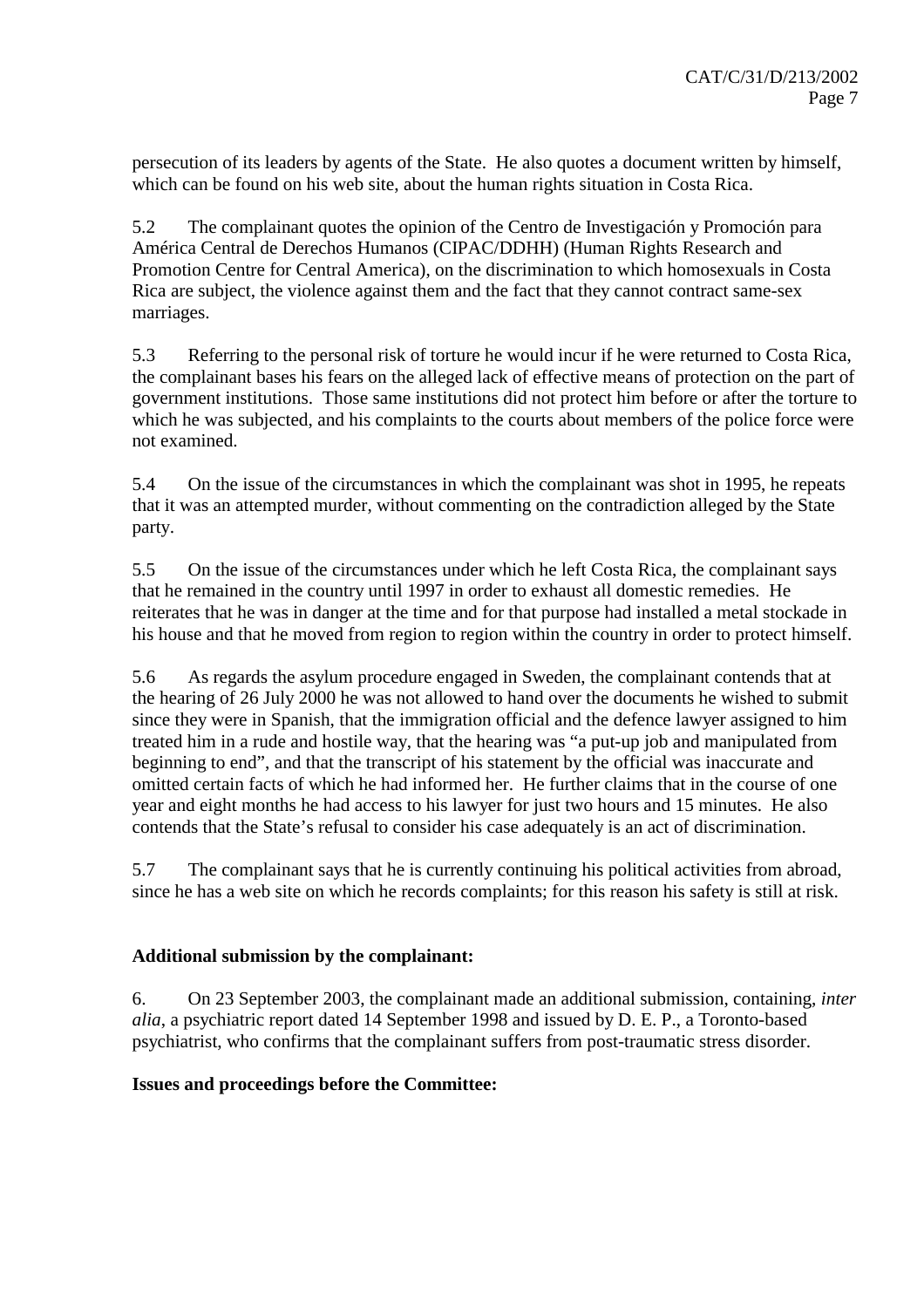persecution of its leaders by agents of the State. He also quotes a document written by himself, which can be found on his web site, about the human rights situation in Costa Rica.

5.2 The complainant quotes the opinion of the Centro de Investigación y Promoción para América Central de Derechos Humanos (CIPAC/DDHH) (Human Rights Research and Promotion Centre for Central America), on the discrimination to which homosexuals in Costa Rica are subject, the violence against them and the fact that they cannot contract same-sex marriages.

5.3 Referring to the personal risk of torture he would incur if he were returned to Costa Rica, the complainant bases his fears on the alleged lack of effective means of protection on the part of government institutions. Those same institutions did not protect him before or after the torture to which he was subjected, and his complaints to the courts about members of the police force were not examined.

5.4 On the issue of the circumstances in which the complainant was shot in 1995, he repeats that it was an attempted murder, without commenting on the contradiction alleged by the State party.

5.5 On the issue of the circumstances under which he left Costa Rica, the complainant says that he remained in the country until 1997 in order to exhaust all domestic remedies. He reiterates that he was in danger at the time and for that purpose had installed a metal stockade in his house and that he moved from region to region within the country in order to protect himself.

5.6 As regards the asylum procedure engaged in Sweden, the complainant contends that at the hearing of 26 July 2000 he was not allowed to hand over the documents he wished to submit since they were in Spanish, that the immigration official and the defence lawyer assigned to him treated him in a rude and hostile way, that the hearing was "a put-up job and manipulated from beginning to end", and that the transcript of his statement by the official was inaccurate and omitted certain facts of which he had informed her. He further claims that in the course of one year and eight months he had access to his lawyer for just two hours and 15 minutes. He also contends that the State's refusal to consider his case adequately is an act of discrimination.

5.7 The complainant says that he is currently continuing his political activities from abroad, since he has a web site on which he records complaints; for this reason his safety is still at risk.

**Additional submission by the complainant:**

6. On 23 September 2003, the complainant made an additional submission, containing, *inter alia*, a psychiatric report dated 14 September 1998 and issued by D. E. P., a Toronto-based psychiatrist, who confirms that the complainant suffers from post-traumatic stress disorder.

**Issues and proceedings before the Committee:**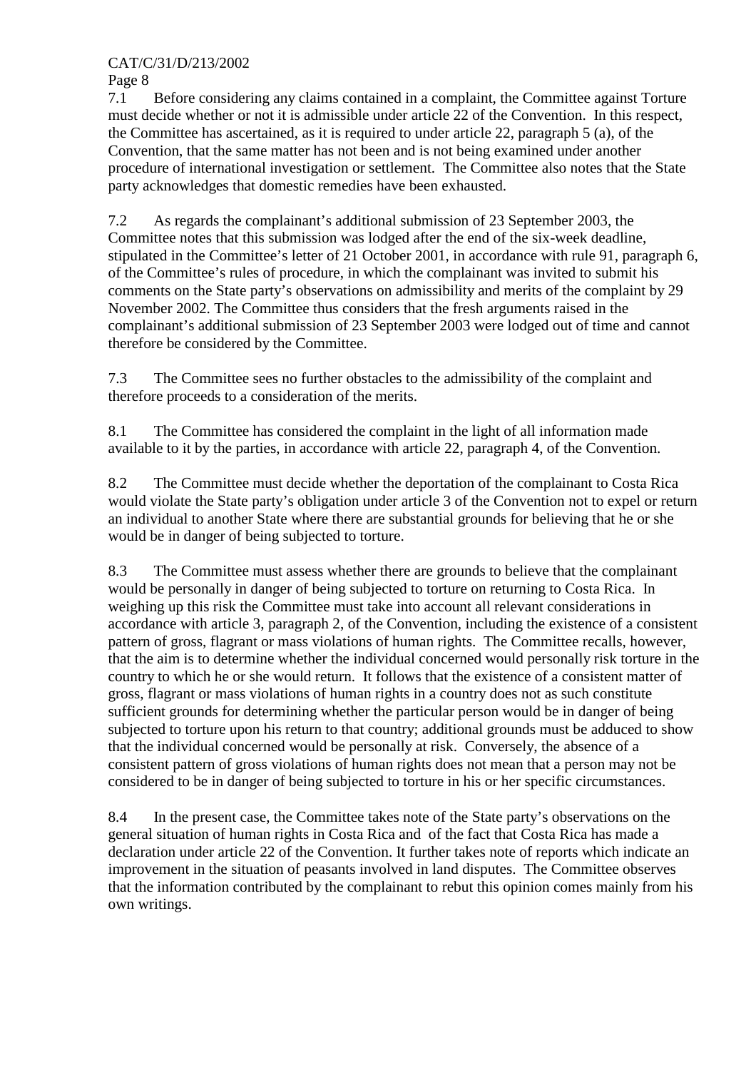7.1 Before considering any claims contained in a complaint, the Committee against Torture must decide whether or not it is admissible under article 22 of the Convention. In this respect, the Committee has ascertained, as it is required to under article 22, paragraph 5 (a), of the Convention, that the same matter has not been and is not being examined under another procedure of international investigation or settlement. The Committee also notes that the State party acknowledges that domestic remedies have been exhausted.

7.2 As regards the complainant's additional submission of 23 September 2003, the Committee notes that this submission was lodged after the end of the six-week deadline, stipulated in the Committee's letter of 21 October 2001, in accordance with rule 91, paragraph 6, of the Committee's rules of procedure, in which the complainant was invited to submit his comments on the State party's observations on admissibility and merits of the complaint by 29 November 2002. The Committee thus considers that the fresh arguments raised in the complainant's additional submission of 23 September 2003 were lodged out of time and cannot therefore be considered by the Committee.

7.3 The Committee sees no further obstacles to the admissibility of the complaint and therefore proceeds to a consideration of the merits.

8.1 The Committee has considered the complaint in the light of all information made available to it by the parties, in accordance with article 22, paragraph 4, of the Convention.

8.2 The Committee must decide whether the deportation of the complainant to Costa Rica would violate the State party's obligation under article 3 of the Convention not to expel or return an individual to another State where there are substantial grounds for believing that he or she would be in danger of being subjected to torture.

8.3 The Committee must assess whether there are grounds to believe that the complainant would be personally in danger of being subjected to torture on returning to Costa Rica. In weighing up this risk the Committee must take into account all relevant considerations in accordance with article 3, paragraph 2, of the Convention, including the existence of a consistent pattern of gross, flagrant or mass violations of human rights. The Committee recalls, however, that the aim is to determine whether the individual concerned would personally risk torture in the country to which he or she would return. It follows that the existence of a consistent matter of gross, flagrant or mass violations of human rights in a country does not as such constitute sufficient grounds for determining whether the particular person would be in danger of being subjected to torture upon his return to that country; additional grounds must be adduced to show that the individual concerned would be personally at risk. Conversely, the absence of a consistent pattern of gross violations of human rights does not mean that a person may not be considered to be in danger of being subjected to torture in his or her specific circumstances.

8.4 In the present case, the Committee takes note of the State party's observations on the general situation of human rights in Costa Rica and of the fact that Costa Rica has made a declaration under article 22 of the Convention. It further takes note of reports which indicate an improvement in the situation of peasants involved in land disputes. The Committee observes that the information contributed by the complainant to rebut this opinion comes mainly from his own writings.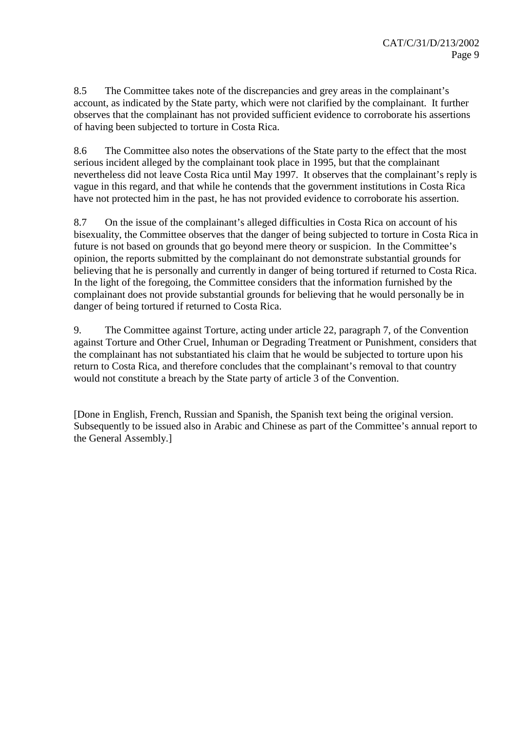8.5 The Committee takes note of the discrepancies and grey areas in the complainant's account, as indicated by the State party, which were not clarified by the complainant. It further observes that the complainant has not provided sufficient evidence to corroborate his assertions of having been subjected to torture in Costa Rica.

8.6 The Committee also notes the observations of the State party to the effect that the most serious incident alleged by the complainant took place in 1995, but that the complainant nevertheless did not leave Costa Rica until May 1997. It observes that the complainant's reply is vague in this regard, and that while he contends that the government institutions in Costa Rica have not protected him in the past, he has not provided evidence to corroborate his assertion.

8.7 On the issue of the complainant's alleged difficulties in Costa Rica on account of his bisexuality, the Committee observes that the danger of being subjected to torture in Costa Rica in future is not based on grounds that go beyond mere theory or suspicion. In the Committee's opinion, the reports submitted by the complainant do not demonstrate substantial grounds for believing that he is personally and currently in danger of being tortured if returned to Costa Rica. In the light of the foregoing, the Committee considers that the information furnished by the complainant does not provide substantial grounds for believing that he would personally be in danger of being tortured if returned to Costa Rica.

9. The Committee against Torture, acting under article 22, paragraph 7, of the Convention against Torture and Other Cruel, Inhuman or Degrading Treatment or Punishment, considers that the complainant has not substantiated his claim that he would be subjected to torture upon his return to Costa Rica, and therefore concludes that the complainant's removal to that country would not constitute a breach by the State party of article 3 of the Convention.

[Done in English, French, Russian and Spanish, the Spanish text being the original version. Subsequently to be issued also in Arabic and Chinese as part of the Committee's annual report to the General Assembly.]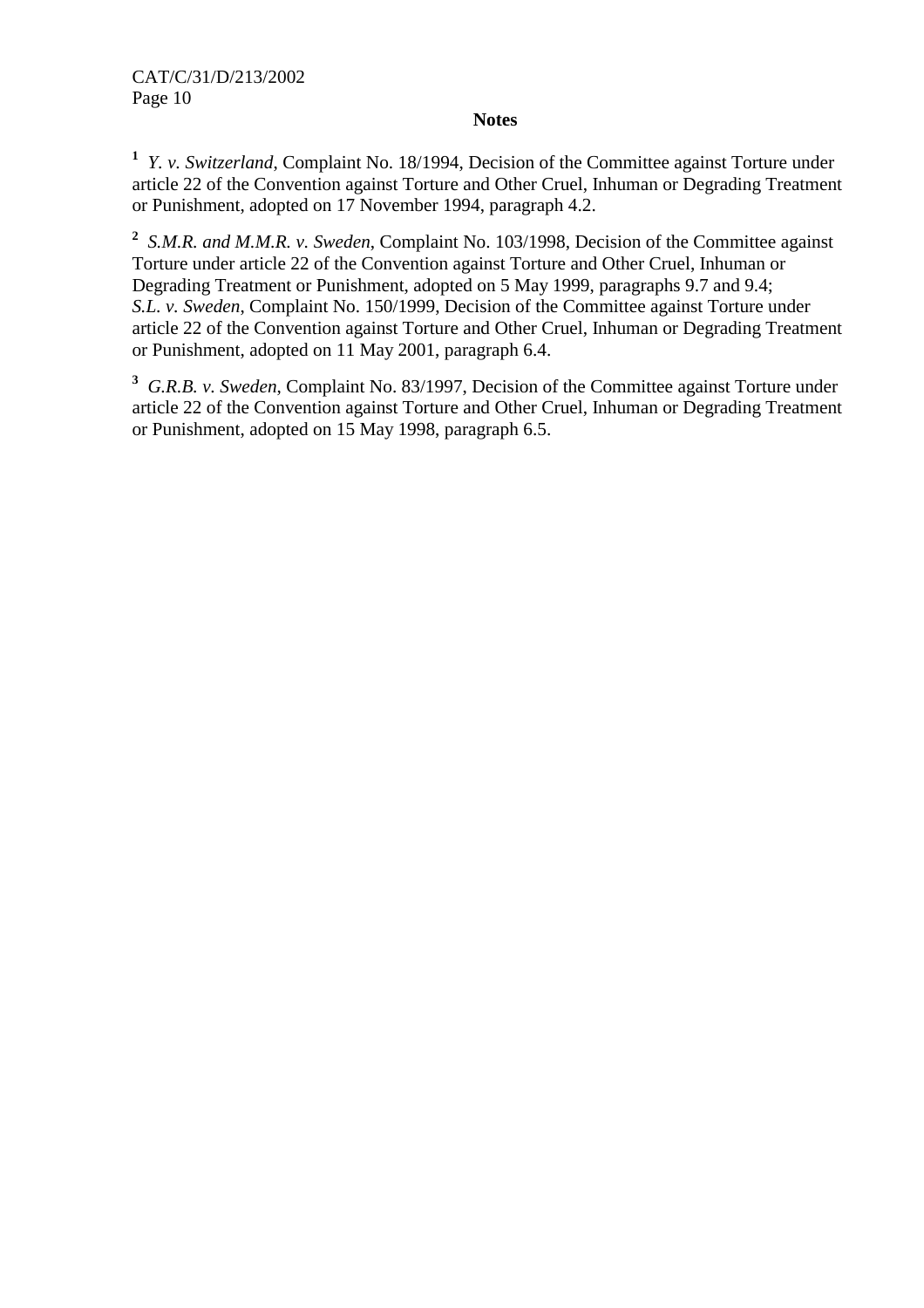**Notes**

[1] *Y. v. Switzerland*, Complaint No. 18/1994, Decision of the Committee against Torture under article 22 of the Convention against Torture and Other Cruel, Inhuman or Degrading Treatment or Punishment, adopted on 17 November 1994, paragraph 4.2.

[2] *S.M.R. and M.M.R. v. Sweden*, Complaint No. 103/1998, Decision of the Committee against Torture under article 22 of the Convention against Torture and Other Cruel, Inhuman or Degrading Treatment or Punishment, adopted on 5 May 1999, paragraphs 9.7 and 9.4; *S.L. v. Sweden*, Complaint No. 150/1999, Decision of the Committee against Torture under article 22 of the Convention against Torture and Other Cruel, Inhuman or Degrading Treatment or Punishment, adopted on 11 May 2001, paragraph 6.4.

[3] *G.R.B. v. Sweden*, Complaint No. 83/1997, Decision of the Committee against Torture under article 22 of the Convention against Torture and Other Cruel, Inhuman or Degrading Treatment or Punishment, adopted on 15 May 1998, paragraph 6.5.